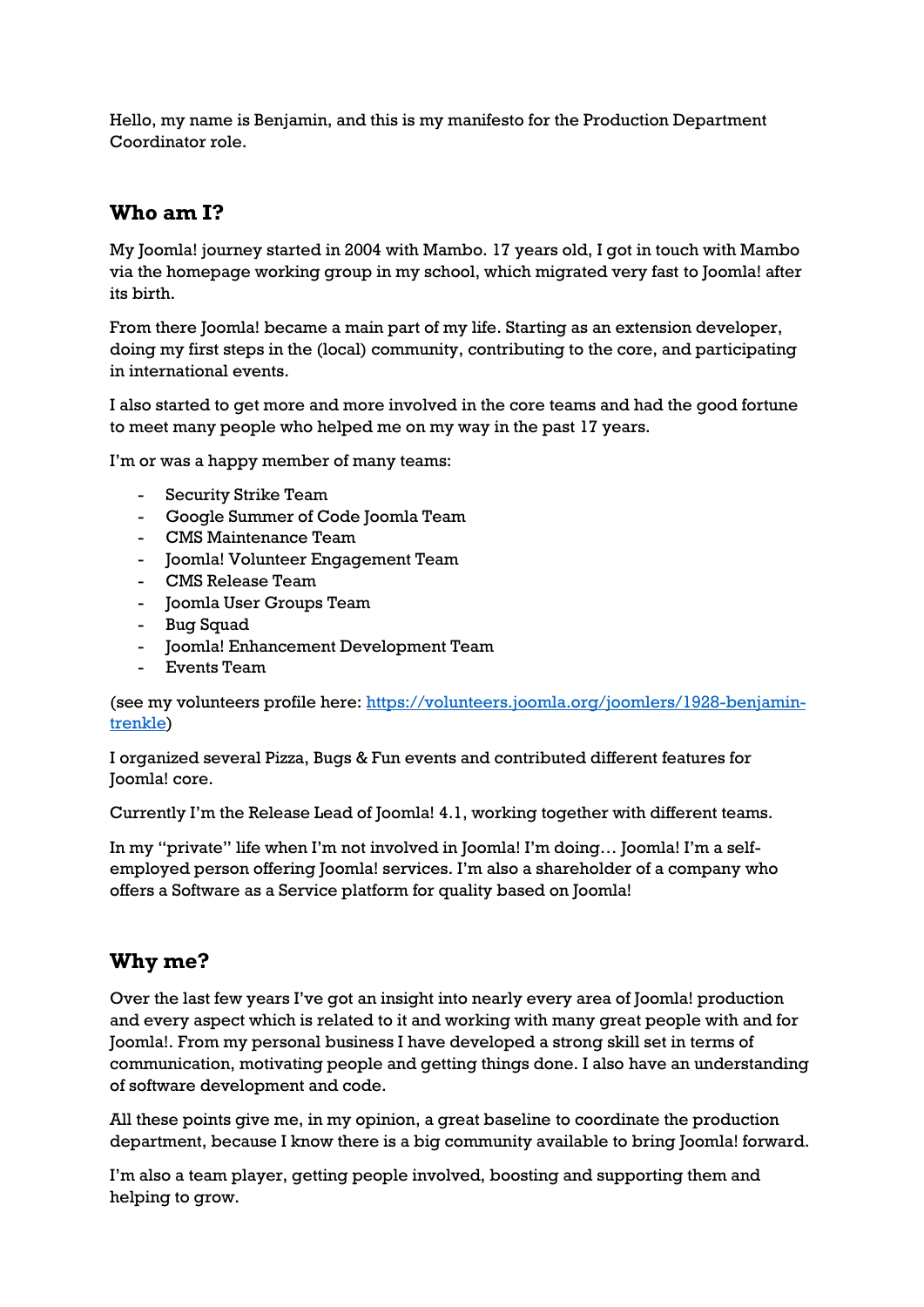Hello, my name is Benjamin, and this is my manifesto for the Production Department Coordinator role.

## Who am I?

My Joomla! journey started in 2004 with Mambo. 17 years old, I got in touch with Mambo via the homepage working group in my school, which migrated very fast to Joomla! after its birth.

From there Joomla! became a main part of my life. Starting as an extension developer, doing my first steps in the (local) community, contributing to the core, and participating in international events.

I also started to get more and more involved in the core teams and had the good fortune to meet many people who helped me on my way in the past 17 years.

I'm or was a happy member of many teams:

- Security Strike Team
- Google Summer of Code Joomla Team
- CMS Maintenance Team
- Joomla! Volunteer Engagement Team
- CMS Release Team
- Joomla User Groups Team
- Bug Squad
- Joomla! Enhancement Development Team
- Events Team

(see my volunteers profile here: [https://volunteers.joomla.org/joomlers/1928-benjamin-trenkle](https://volunteers.joomla.org/joomlers/1928-benjamin-trenkle))

I organized several Pizza, Bugs & Fun events and contributed different features for Joomla! core.

Currently I'm the Release Lead of Joomla! 4.1, working together with different teams.

In my "private" life when I'm not involved in Joomla! I'm doing… Joomla! I'm a self-employed person offering Joomla! services. I'm also a shareholder of a company who offers a Software as a Service platform for quality based on Joomla!

## Why me?

Over the last few years I've got an insight into nearly every area of Joomla! production and every aspect which is related to it and working with many great people with and for Joomla!. From my personal business I have developed a strong skill set in terms of communication, motivating people and getting things done. I also have an understanding of software development and code.

All these points give me, in my opinion, a great baseline to coordinate the production department, because I know there is a big community available to bring Joomla! forward.

I'm also a team player, getting people involved, boosting and supporting them and helping to grow.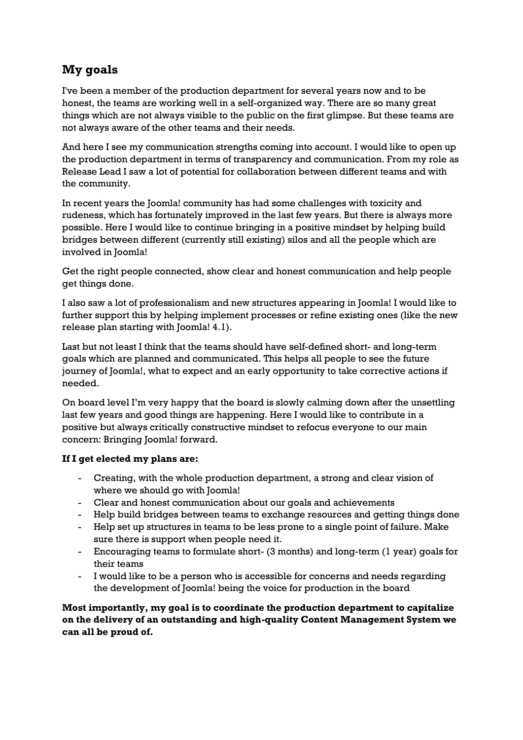## My goals

I've been a member of the production department for several years now and to be honest, the teams are working well in a self-organized way. There are so many great things which are not always visible to the public on the first glimpse. But these teams are not always aware of the other teams and their needs.

And here I see my communication strengths coming into account. I would like to open up the production department in terms of transparency and communication. From my role as Release Lead I saw a lot of potential for collaboration between different teams and with the community.

In recent years the Joomla! community has had some challenges with toxicity and rudeness, which has fortunately improved in the last few years. But there is always more possible. Here I would like to continue bringing in a positive mindset by helping build bridges between different (currently still existing) silos and all the people which are involved in Joomla!

Get the right people connected, show clear and honest communication and help people get things done.

I also saw a lot of professionalism and new structures appearing in Joomla! I would like to further support this by helping implement processes or refine existing ones (like the new release plan starting with Joomla! 4.1).

Last but not least I think that the teams should have self-defined short- and long-term goals which are planned and communicated. This helps all people to see the future journey of Joomla!, what to expect and an early opportunity to take corrective actions if needed.

On board level I'm very happy that the board is slowly calming down after the unsettling last few years and good things are happening. Here I would like to contribute in a positive but always critically constructive mindset to refocus everyone to our main concern: Bringing Joomla! forward.

**If I get elected my plans are:**

- Creating, with the whole production department, a strong and clear vision of where we should go with Joomla!
- Clear and honest communication about our goals and achievements
- Help build bridges between teams to exchange resources and getting things done
- Help set up structures in teams to be less prone to a single point of failure. Make sure there is support when people need it.
- Encouraging teams to formulate short- (3 months) and long-term (1 year) goals for their teams
- I would like to be a person who is accessible for concerns and needs regarding the development of Joomla! being the voice for production in the board

**Most importantly, my goal is to coordinate the production department to capitalize on the delivery of an outstanding and high-quality Content Management System we can all be proud of.**